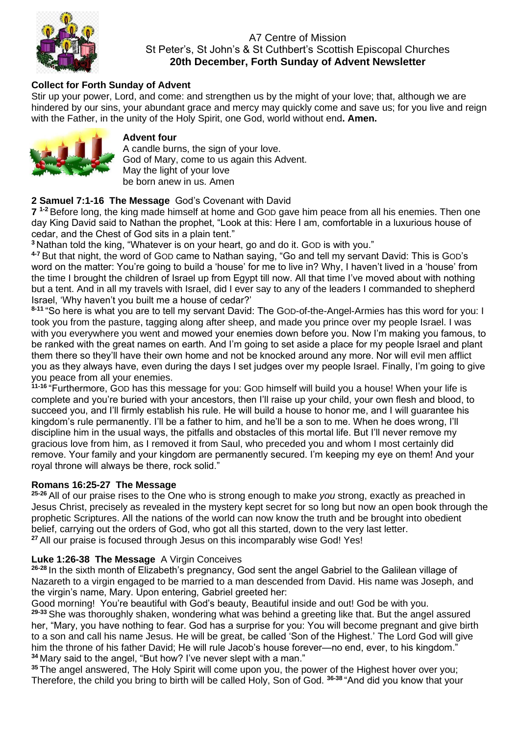A7 Centre of Mission
St Peter's, St John's & St Cuthbert's Scottish Episcopal Churches
**20th December, Forth Sunday of Advent Newsletter**

**Collect for Forth Sunday of Advent**
Stir up your power, Lord, and come: and strengthen us by the might of your love; that, although we are hindered by our sins, your abundant grace and mercy may quickly come and save us; for you live and reign with the Father, in the unity of the Holy Spirit, one God, world without end**. Amen.**

**Advent four**
A candle burns, the sign of your love.
God of Mary, come to us again this Advent.
May the light of your love
be born anew in us. Amen

**2 Samuel 7:1-16 The Message** God's Covenant with David

**7** [1-2] Before long, the king made himself at home and GOD gave him peace from all his enemies. Then one day King David said to Nathan the prophet, "Look at this: Here I am, comfortable in a luxurious house of cedar, and the Chest of God sits in a plain tent."

[3] Nathan told the king, "Whatever is on your heart, go and do it. GOD is with you."

[4-7] But that night, the word of GOD came to Nathan saying, "Go and tell my servant David: This is GOD's word on the matter: You're going to build a 'house' for me to live in? Why, I haven't lived in a 'house' from the time I brought the children of Israel up from Egypt till now. All that time I've moved about with nothing but a tent. And in all my travels with Israel, did I ever say to any of the leaders I commanded to shepherd Israel, 'Why haven't you built me a house of cedar?'

[8-11] "So here is what you are to tell my servant David: The GOD-of-the-Angel-Armies has this word for you: I took you from the pasture, tagging along after sheep, and made you prince over my people Israel. I was with you everywhere you went and mowed your enemies down before you. Now I'm making you famous, to be ranked with the great names on earth. And I'm going to set aside a place for my people Israel and plant them there so they'll have their own home and not be knocked around any more. Nor will evil men afflict you as they always have, even during the days I set judges over my people Israel. Finally, I'm going to give you peace from all your enemies.

[11-16] "Furthermore, GOD has this message for you: GOD himself will build you a house! When your life is complete and you're buried with your ancestors, then I'll raise up your child, your own flesh and blood, to succeed you, and I'll firmly establish his rule. He will build a house to honor me, and I will guarantee his kingdom's rule permanently. I'll be a father to him, and he'll be a son to me. When he does wrong, I'll discipline him in the usual ways, the pitfalls and obstacles of this mortal life. But I'll never remove my gracious love from him, as I removed it from Saul, who preceded you and whom I most certainly did remove. Your family and your kingdom are permanently secured. I'm keeping my eye on them! And your royal throne will always be there, rock solid."

**Romans 16:25-27 The Message**

[25-26] All of our praise rises to the One who is strong enough to make *you* strong, exactly as preached in Jesus Christ, precisely as revealed in the mystery kept secret for so long but now an open book through the prophetic Scriptures. All the nations of the world can now know the truth and be brought into obedient belief, carrying out the orders of God, who got all this started, down to the very last letter.

[27] All our praise is focused through Jesus on this incomparably wise God! Yes!

**Luke 1:26-38 The Message** A Virgin Conceives

[26-28] In the sixth month of Elizabeth's pregnancy, God sent the angel Gabriel to the Galilean village of Nazareth to a virgin engaged to be married to a man descended from David. His name was Joseph, and the virgin's name, Mary. Upon entering, Gabriel greeted her:

Good morning! You're beautiful with God's beauty, Beautiful inside and out! God be with you.

[29-33] She was thoroughly shaken, wondering what was behind a greeting like that. But the angel assured her, "Mary, you have nothing to fear. God has a surprise for you: You will become pregnant and give birth to a son and call his name Jesus. He will be great, be called 'Son of the Highest.' The Lord God will give him the throne of his father David; He will rule Jacob's house forever—no end, ever, to his kingdom."

[34] Mary said to the angel, "But how? I've never slept with a man."

[35] The angel answered, The Holy Spirit will come upon you, the power of the Highest hover over you; Therefore, the child you bring to birth will be called Holy, Son of God. [36-38] "And did you know that your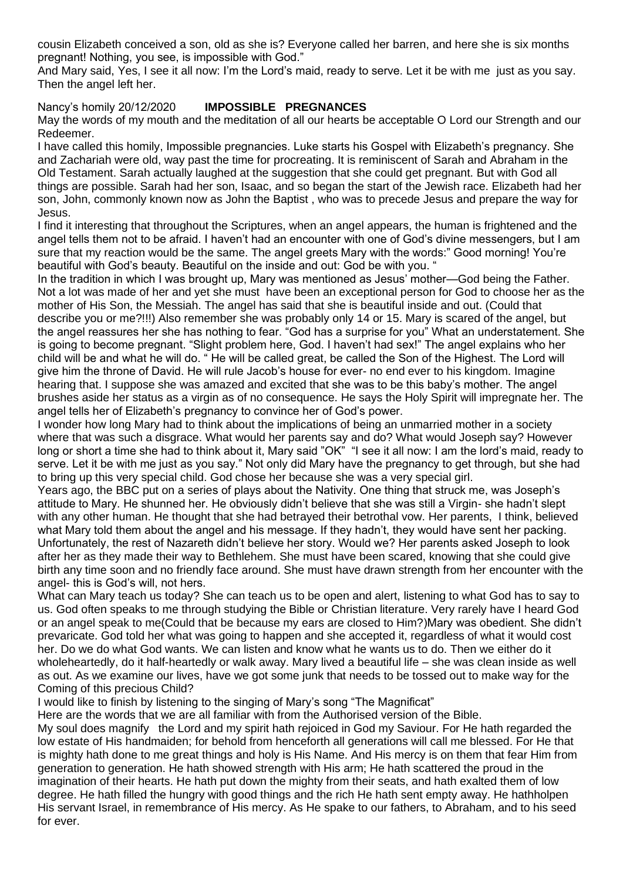cousin Elizabeth conceived a son, old as she is? Everyone called her barren, and here she is six months pregnant! Nothing, you see, is impossible with God."

And Mary said, Yes, I see it all now: I'm the Lord's maid, ready to serve. Let it be with me just as you say. Then the angel left her.

Nancy's homily 20/12/2020 **IMPOSSIBLE PREGNANCES**

May the words of my mouth and the meditation of all our hearts be acceptable O Lord our Strength and our Redeemer.

I have called this homily, Impossible pregnancies. Luke starts his Gospel with Elizabeth's pregnancy. She and Zachariah were old, way past the time for procreating. It is reminiscent of Sarah and Abraham in the Old Testament. Sarah actually laughed at the suggestion that she could get pregnant. But with God all things are possible. Sarah had her son, Isaac, and so began the start of the Jewish race. Elizabeth had her son, John, commonly known now as John the Baptist , who was to precede Jesus and prepare the way for Jesus.

I find it interesting that throughout the Scriptures, when an angel appears, the human is frightened and the angel tells them not to be afraid. I haven't had an encounter with one of God's divine messengers, but I am sure that my reaction would be the same. The angel greets Mary with the words:" Good morning! You're beautiful with God's beauty. Beautiful on the inside and out: God be with you. "

In the tradition in which I was brought up, Mary was mentioned as Jesus' mother—God being the Father. Not a lot was made of her and yet she must have been an exceptional person for God to choose her as the mother of His Son, the Messiah. The angel has said that she is beautiful inside and out. (Could that describe you or me?!!!) Also remember she was probably only 14 or 15. Mary is scared of the angel, but the angel reassures her she has nothing to fear. "God has a surprise for you" What an understatement. She is going to become pregnant. "Slight problem here, God. I haven't had sex!" The angel explains who her child will be and what he will do. " He will be called great, be called the Son of the Highest. The Lord will give him the throne of David. He will rule Jacob's house for ever- no end ever to his kingdom. Imagine hearing that. I suppose she was amazed and excited that she was to be this baby's mother. The angel brushes aside her status as a virgin as of no consequence. He says the Holy Spirit will impregnate her. The angel tells her of Elizabeth's pregnancy to convince her of God's power.

I wonder how long Mary had to think about the implications of being an unmarried mother in a society where that was such a disgrace. What would her parents say and do? What would Joseph say? However long or short a time she had to think about it, Mary said "OK" "I see it all now: I am the lord's maid, ready to serve. Let it be with me just as you say." Not only did Mary have the pregnancy to get through, but she had to bring up this very special child. God chose her because she was a very special girl.

Years ago, the BBC put on a series of plays about the Nativity. One thing that struck me, was Joseph's attitude to Mary. He shunned her. He obviously didn't believe that she was still a Virgin- she hadn't slept with any other human. He thought that she had betrayed their betrothal vow. Her parents, I think, believed what Mary told them about the angel and his message. If they hadn't, they would have sent her packing. Unfortunately, the rest of Nazareth didn't believe her story. Would we? Her parents asked Joseph to look after her as they made their way to Bethlehem. She must have been scared, knowing that she could give birth any time soon and no friendly face around. She must have drawn strength from her encounter with the angel- this is God's will, not hers.

What can Mary teach us today? She can teach us to be open and alert, listening to what God has to say to us. God often speaks to me through studying the Bible or Christian literature. Very rarely have I heard God or an angel speak to me(Could that be because my ears are closed to Him?)Mary was obedient. She didn't prevaricate. God told her what was going to happen and she accepted it, regardless of what it would cost her. Do we do what God wants. We can listen and know what he wants us to do. Then we either do it wholeheartedly, do it half-heartedly or walk away. Mary lived a beautiful life – she was clean inside as well as out. As we examine our lives, have we got some junk that needs to be tossed out to make way for the Coming of this precious Child?

I would like to finish by listening to the singing of Mary's song "The Magnificat"

Here are the words that we are all familiar with from the Authorised version of the Bible.

My soul does magnify the Lord and my spirit hath rejoiced in God my Saviour. For He hath regarded the low estate of His handmaiden; for behold from henceforth all generations will call me blessed. For He that is mighty hath done to me great things and holy is His Name. And His mercy is on them that fear Him from generation to generation. He hath showed strength with His arm; He hath scattered the proud in the imagination of their hearts. He hath put down the mighty from their seats, and hath exalted them of low degree. He hath filled the hungry with good things and the rich He hath sent empty away. He hathholpen His servant Israel, in remembrance of His mercy. As He spake to our fathers, to Abraham, and to his seed for ever.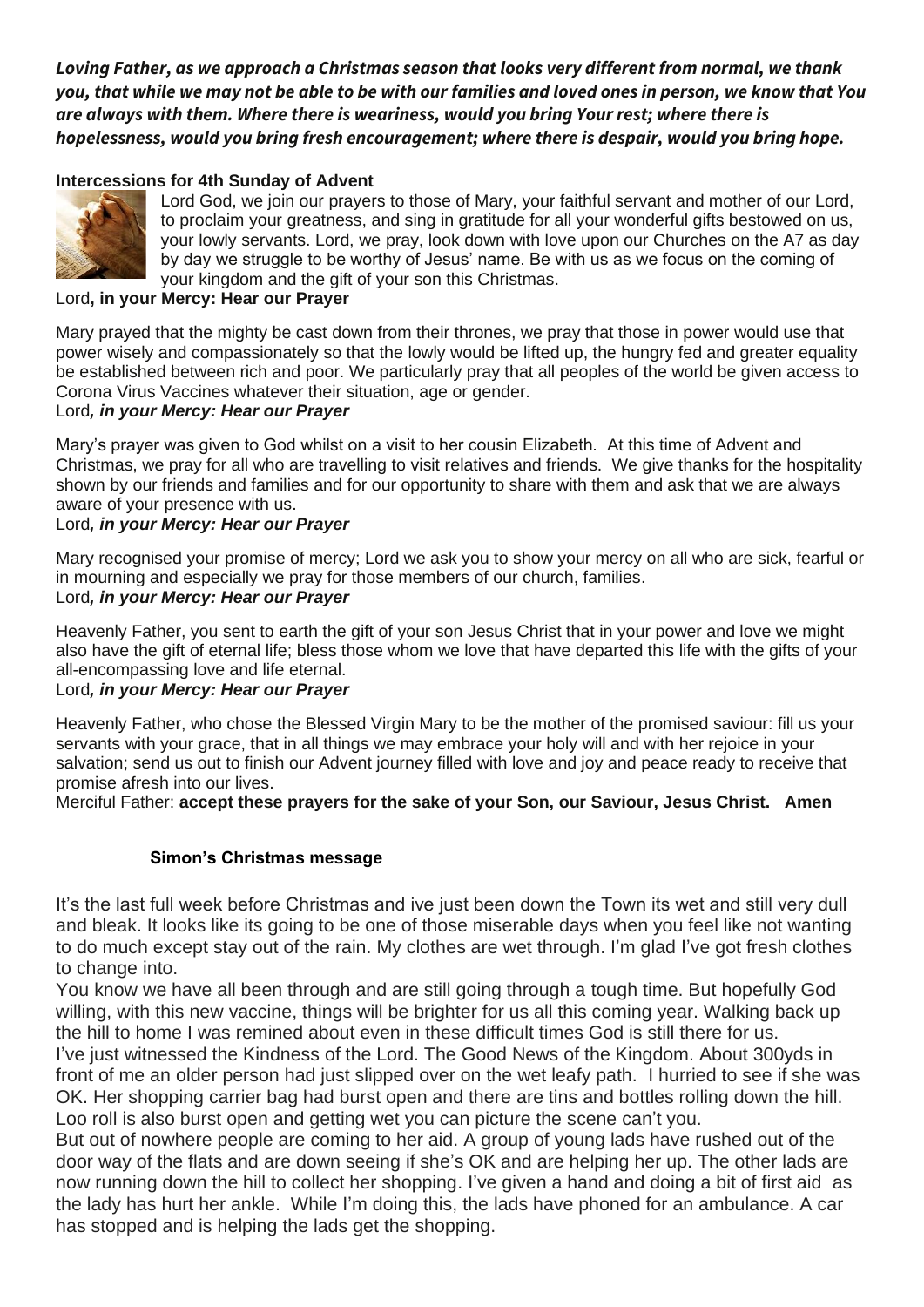***Loving Father, as we approach a Christmas season that looks very different from normal, we thank you, that while we may not be able to be with our families and loved ones in person, we know that You are always with them. Where there is weariness, would you bring Your rest; where there is hopelessness, would you bring fresh encouragement; where there is despair, would you bring hope.***

**Intercessions for 4th Sunday of Advent**

Lord God, we join our prayers to those of Mary, your faithful servant and mother of our Lord, to proclaim your greatness, and sing in gratitude for all your wonderful gifts bestowed on us, your lowly servants. Lord, we pray, look down with love upon our Churches on the A7 as day by day we struggle to be worthy of Jesus' name. Be with us as we focus on the coming of your kingdom and the gift of your son this Christmas.

Lord**, in your Mercy: Hear our Prayer**

Mary prayed that the mighty be cast down from their thrones, we pray that those in power would use that power wisely and compassionately so that the lowly would be lifted up, the hungry fed and greater equality be established between rich and poor. We particularly pray that all peoples of the world be given access to Corona Virus Vaccines whatever their situation, age or gender.

Lord***, in your Mercy: Hear our Prayer***

Mary's prayer was given to God whilst on a visit to her cousin Elizabeth. At this time of Advent and Christmas, we pray for all who are travelling to visit relatives and friends. We give thanks for the hospitality shown by our friends and families and for our opportunity to share with them and ask that we are always aware of your presence with us.

Lord***, in your Mercy: Hear our Prayer***

Mary recognised your promise of mercy; Lord we ask you to show your mercy on all who are sick, fearful or in mourning and especially we pray for those members of our church, families.

Lord***, in your Mercy: Hear our Prayer***

Heavenly Father, you sent to earth the gift of your son Jesus Christ that in your power and love we might also have the gift of eternal life; bless those whom we love that have departed this life with the gifts of your all-encompassing love and life eternal.

Lord***, in your Mercy: Hear our Prayer***

Heavenly Father, who chose the Blessed Virgin Mary to be the mother of the promised saviour: fill us your servants with your grace, that in all things we may embrace your holy will and with her rejoice in your salvation; send us out to finish our Advent journey filled with love and joy and peace ready to receive that promise afresh into our lives.

Merciful Father: **accept these prayers for the sake of your Son, our Saviour, Jesus Christ. Amen**

**Simon's Christmas message**

It's the last full week before Christmas and ive just been down the Town its wet and still very dull and bleak. It looks like its going to be one of those miserable days when you feel like not wanting to do much except stay out of the rain. My clothes are wet through. I'm glad I've got fresh clothes to change into.

You know we have all been through and are still going through a tough time. But hopefully God willing, with this new vaccine, things will be brighter for us all this coming year. Walking back up the hill to home I was remined about even in these difficult times God is still there for us.

I've just witnessed the Kindness of the Lord. The Good News of the Kingdom. About 300yds in front of me an older person had just slipped over on the wet leafy path. I hurried to see if she was OK. Her shopping carrier bag had burst open and there are tins and bottles rolling down the hill. Loo roll is also burst open and getting wet you can picture the scene can't you.

But out of nowhere people are coming to her aid. A group of young lads have rushed out of the door way of the flats and are down seeing if she's OK and are helping her up. The other lads are now running down the hill to collect her shopping. I've given a hand and doing a bit of first aid as the lady has hurt her ankle. While I'm doing this, the lads have phoned for an ambulance. A car has stopped and is helping the lads get the shopping.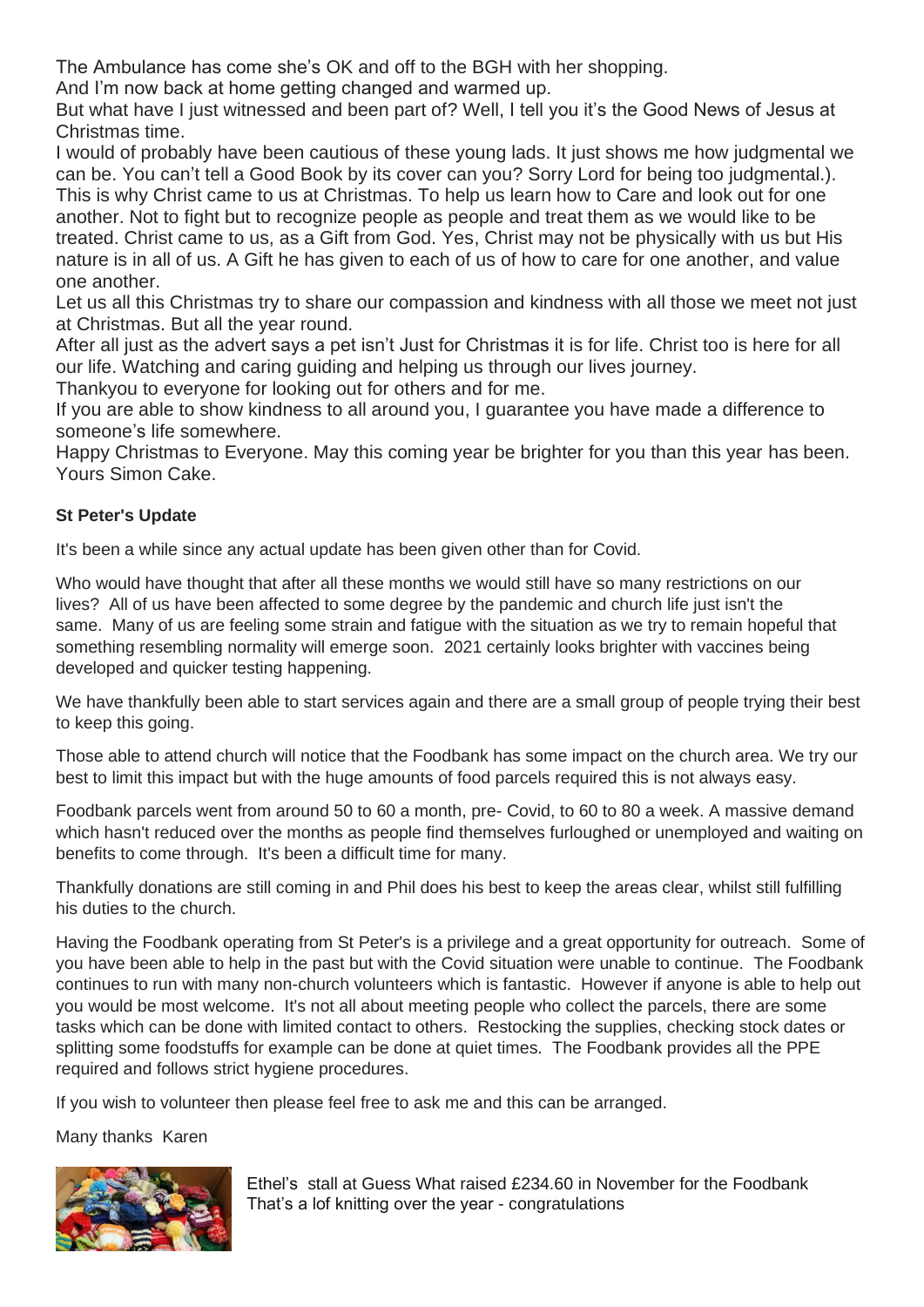The Ambulance has come she's OK and off to the BGH with her shopping.

And I'm now back at home getting changed and warmed up.

But what have I just witnessed and been part of? Well, I tell you it's the Good News of Jesus at Christmas time.

I would of probably have been cautious of these young lads. It just shows me how judgmental we can be. You can't tell a Good Book by its cover can you? Sorry Lord for being too judgmental.). This is why Christ came to us at Christmas. To help us learn how to Care and look out for one another. Not to fight but to recognize people as people and treat them as we would like to be treated. Christ came to us, as a Gift from God. Yes, Christ may not be physically with us but His nature is in all of us. A Gift he has given to each of us of how to care for one another, and value one another.

Let us all this Christmas try to share our compassion and kindness with all those we meet not just at Christmas. But all the year round.

After all just as the advert says a pet isn't Just for Christmas it is for life. Christ too is here for all our life. Watching and caring guiding and helping us through our lives journey.

Thankyou to everyone for looking out for others and for me.

If you are able to show kindness to all around you, I guarantee you have made a difference to someone's life somewhere.

Happy Christmas to Everyone. May this coming year be brighter for you than this year has been.
Yours Simon Cake.

**St Peter's Update**

It's been a while since any actual update has been given other than for Covid.

Who would have thought that after all these months we would still have so many restrictions on our lives? All of us have been affected to some degree by the pandemic and church life just isn't the same. Many of us are feeling some strain and fatigue with the situation as we try to remain hopeful that something resembling normality will emerge soon. 2021 certainly looks brighter with vaccines being developed and quicker testing happening.

We have thankfully been able to start services again and there are a small group of people trying their best to keep this going.

Those able to attend church will notice that the Foodbank has some impact on the church area. We try our best to limit this impact but with the huge amounts of food parcels required this is not always easy.

Foodbank parcels went from around 50 to 60 a month, pre- Covid, to 60 to 80 a week. A massive demand which hasn't reduced over the months as people find themselves furloughed or unemployed and waiting on benefits to come through. It's been a difficult time for many.

Thankfully donations are still coming in and Phil does his best to keep the areas clear, whilst still fulfilling his duties to the church.

Having the Foodbank operating from St Peter's is a privilege and a great opportunity for outreach. Some of you have been able to help in the past but with the Covid situation were unable to continue. The Foodbank continues to run with many non-church volunteers which is fantastic. However if anyone is able to help out you would be most welcome. It's not all about meeting people who collect the parcels, there are some tasks which can be done with limited contact to others. Restocking the supplies, checking stock dates or splitting some foodstuffs for example can be done at quiet times. The Foodbank provides all the PPE required and follows strict hygiene procedures.

If you wish to volunteer then please feel free to ask me and this can be arranged.

Many thanks Karen

Ethel's stall at Guess What raised £234.60 in November for the Foodbank
That's a lof knitting over the year - congratulations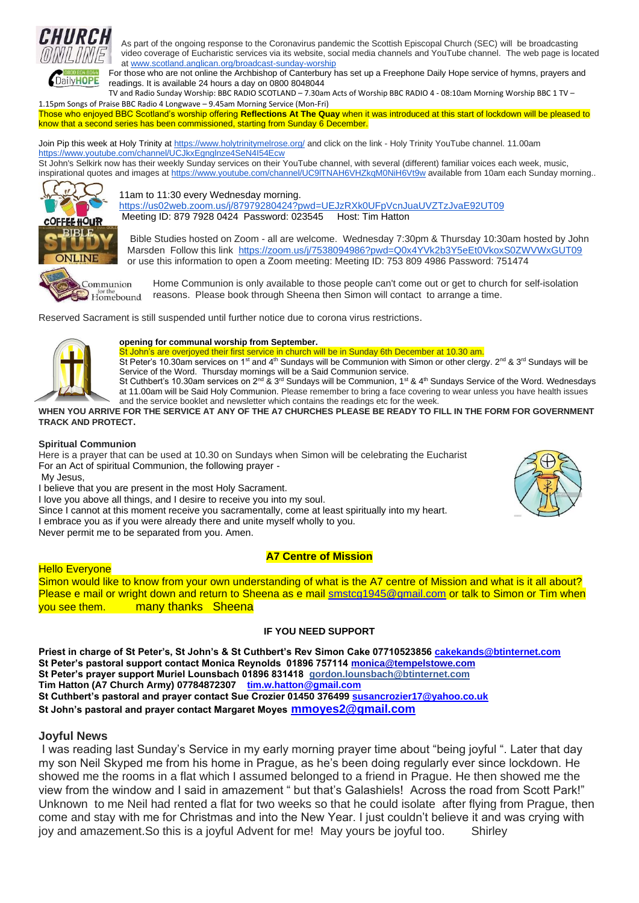As part of the ongoing response to the Coronavirus pandemic the Scottish Episcopal Church (SEC) will be broadcasting video coverage of Eucharistic services via its website, social media channels and YouTube channel. The web page is located at www.scotland.anglican.org/broadcast-sunday-worship

For those who are not online the Archbishop of Canterbury has set up a Freephone Daily Hope service of hymns, prayers and readings. It is available 24 hours a day on 0800 8048044

TV and Radio Sunday Worship: BBC RADIO SCOTLAND – 7.30am Acts of Worship BBC RADIO 4 - 08:10am Morning Worship BBC 1 TV – 1.15pm Songs of Praise BBC Radio 4 Longwave – 9.45am Morning Service (Mon-Fri)

Those who enjoyed BBC Scotland's worship offering **Reflections At The Quay** when it was introduced at this start of lockdown will be pleased to know that a second series has been commissioned, starting from Sunday 6 December.

Join Pip this week at Holy Trinity at https://www.holytrinitymelrose.org/ and click on the link - Holy Trinity YouTube channel. 11.00am https://www.youtube.com/channel/UCJkxEgnglnze4SeN4I54Ecw

St John's Selkirk now has their weekly Sunday services on their YouTube channel, with several (different) familiar voices each week, music, inspirational quotes and images at https://www.youtube.com/channel/UC9lTNAH6VHZkqM0NiH6Vt9w available from 10am each Sunday morning..

11am to 11:30 every Wednesday morning.
https://us02web.zoom.us/j/87979280424?pwd=UEJzRXk0UFpVcnJuaUVZTzJvaE92UT09
Meeting ID: 879 7928 0424 Password: 023545 Host: Tim Hatton

Bible Studies hosted on Zoom - all are welcome. Wednesday 7:30pm & Thursday 10:30am hosted by John Marsden Follow this link https://zoom.us/j/7538094986?pwd=Q0x4YVk2b3Y5eEt0VkoxS0ZWVWxGUT09 or use this information to open a Zoom meeting: Meeting ID: 753 809 4986 Password: 751474

Home Communion is only available to those people can't come out or get to church for self-isolation reasons. Please book through Sheena then Simon will contact to arrange a time.

Reserved Sacrament is still suspended until further notice due to corona virus restrictions.

**opening for communal worship from September.**

St John's are overjoyed their first service in church will be in Sunday 6th December at 10.30 am.

St Peter's 10.30am services on 1st and 4th Sundays will be Communion with Simon or other clergy. 2nd & 3rd Sundays will be Service of the Word. Thursday mornings will be a Said Communion service.

St Cuthbert's 10.30am services on 2nd & 3rd Sundays will be Communion, 1st & 4th Sundays Service of the Word. Wednesdays at 11.00am will be Said Holy Communion. Please remember to bring a face covering to wear unless you have health issues and the service booklet and newsletter which contains the readings etc for the week.

**WHEN YOU ARRIVE FOR THE SERVICE AT ANY OF THE A7 CHURCHES PLEASE BE READY TO FILL IN THE FORM FOR GOVERNMENT TRACK AND PROTECT.**

**Spiritual Communion**

Here is a prayer that can be used at 10.30 on Sundays when Simon will be celebrating the Eucharist
For an Act of spiritual Communion, the following prayer -
My Jesus,
I believe that you are present in the most Holy Sacrament.
I love you above all things, and I desire to receive you into my soul.
Since I cannot at this moment receive you sacramentally, come at least spiritually into my heart.
I embrace you as if you were already there and unite myself wholly to you.
Never permit me to be separated from you. Amen.

**A7 Centre of Mission**

Hello Everyone
Simon would like to know from your own understanding of what is the A7 centre of Mission and what is it all about? Please e mail or wright down and return to Sheena as e mail smstcg1945@gmail.com or talk to Simon or Tim when you see them. many thanks Sheena

**IF YOU NEED SUPPORT**

**Priest in charge of St Peter's, St John's & St Cuthbert's Rev Simon Cake 07710523856 cakekands@btinternet.com**
**St Peter's pastoral support contact Monica Reynolds 01896 757114 monica@tempelstowe.com**
**St Peter's prayer support Muriel Lounsbach 01896 831418 gordon.lounsbach@btinternet.com**
**Tim Hatton (A7 Church Army) 07784872307 tim.w.hatton@gmail.com**
**St Cuthbert's pastoral and prayer contact Sue Crozier 01450 376499 susancrozier17@yahoo.co.uk**
**St John's pastoral and prayer contact Margaret Moyes mmoyes2@gmail.com**

## Joyful News

I was reading last Sunday's Service in my early morning prayer time about "being joyful ". Later that day my son Neil Skyped me from his home in Prague, as he's been doing regularly ever since lockdown. He showed me the rooms in a flat which I assumed belonged to a friend in Prague. He then showed me the view from the window and I said in amazement " but that's Galashiels! Across the road from Scott Park!" Unknown to me Neil had rented a flat for two weeks so that he could isolate after flying from Prague, then come and stay with me for Christmas and into the New Year. I just couldn't believe it and was crying with joy and amazement.So this is a joyful Advent for me! May yours be joyful too. Shirley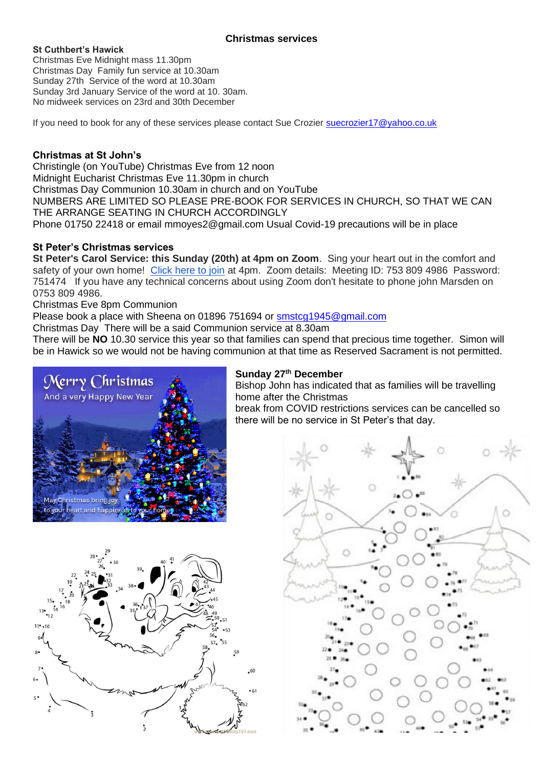## Christmas services

**St Cuthbert's Hawick**
Christmas Eve Midnight mass 11.30pm
Christmas Day  Family fun service at 10.30am
Sunday 27th  Service of the word at 10.30am
Sunday 3rd January Service of the word at 10. 30am.
No midweek services on 23rd and 30th December

If you need to book for any of these services please contact Sue Crozier suecrozier17@yahoo.co.uk

**Christmas at St John's**
Christingle (on YouTube) Christmas Eve from 12 noon
Midnight Eucharist Christmas Eve 11.30pm in church
Christmas Day Communion 10.30am in church and on YouTube
NUMBERS ARE LIMITED SO PLEASE PRE-BOOK FOR SERVICES IN CHURCH, SO THAT WE CAN THE ARRANGE SEATING IN CHURCH ACCORDINGLY
Phone 01750 22418 or email mmoyes2@gmail.com Usual Covid-19 precautions will be in place

**St Peter's Christmas services**
**St Peter's Carol Service: this Sunday (20th) at 4pm on Zoom**.  Sing your heart out in the comfort and safety of your own home!  Click here to join at 4pm.  Zoom details:  Meeting ID: 753 809 4986  Password: 751474   If you have any technical concerns about using Zoom don't hesitate to phone john Marsden on 0753 809 4986.
Christmas Eve 8pm Communion
Please book a place with Sheena on 01896 751694 or smstcg1945@gmail.com
Christmas Day  There will be a said Communion service at 8.30am
There will be **NO** 10.30 service this year so that families can spend that precious time together.  Simon will be in Hawick so we would not be having communion at that time as Reserved Sacrament is not permitted.

**Sunday 27th December**
Bishop John has indicated that as families will be travelling home after the Christmas
break from COVID restrictions services can be cancelled so there will be no service in St Peter's that day.